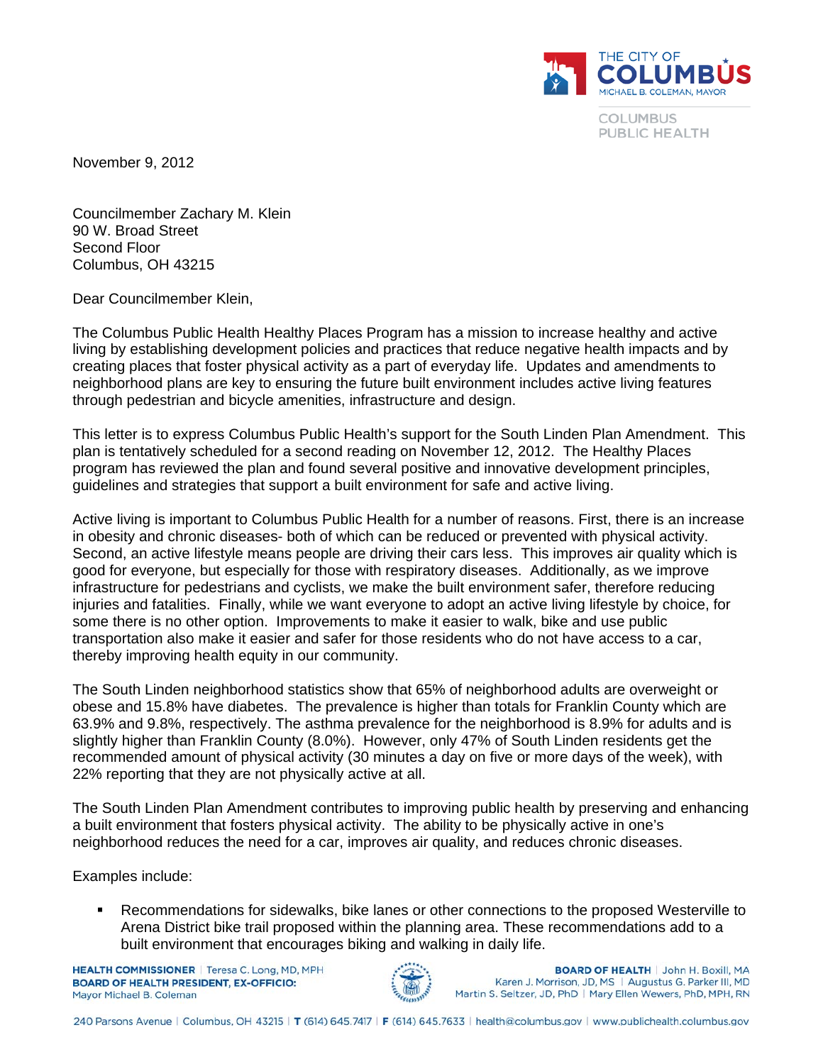THE CITY OF COLUMBUS
MICHAEL B. COLEMAN, MAYOR

COLUMBUS PUBLIC HEALTH

November 9, 2012

Councilmember Zachary M. Klein
90 W. Broad Street
Second Floor
Columbus, OH 43215

Dear Councilmember Klein,

The Columbus Public Health Healthy Places Program has a mission to increase healthy and active living by establishing development policies and practices that reduce negative health impacts and by creating places that foster physical activity as a part of everyday life. Updates and amendments to neighborhood plans are key to ensuring the future built environment includes active living features through pedestrian and bicycle amenities, infrastructure and design.

This letter is to express Columbus Public Health's support for the South Linden Plan Amendment. This plan is tentatively scheduled for a second reading on November 12, 2012. The Healthy Places program has reviewed the plan and found several positive and innovative development principles, guidelines and strategies that support a built environment for safe and active living.

Active living is important to Columbus Public Health for a number of reasons. First, there is an increase in obesity and chronic diseases- both of which can be reduced or prevented with physical activity. Second, an active lifestyle means people are driving their cars less. This improves air quality which is good for everyone, but especially for those with respiratory diseases. Additionally, as we improve infrastructure for pedestrians and cyclists, we make the built environment safer, therefore reducing injuries and fatalities. Finally, while we want everyone to adopt an active living lifestyle by choice, for some there is no other option. Improvements to make it easier to walk, bike and use public transportation also make it easier and safer for those residents who do not have access to a car, thereby improving health equity in our community.

The South Linden neighborhood statistics show that 65% of neighborhood adults are overweight or obese and 15.8% have diabetes. The prevalence is higher than totals for Franklin County which are 63.9% and 9.8%, respectively. The asthma prevalence for the neighborhood is 8.9% for adults and is slightly higher than Franklin County (8.0%). However, only 47% of South Linden residents get the recommended amount of physical activity (30 minutes a day on five or more days of the week), with 22% reporting that they are not physically active at all.

The South Linden Plan Amendment contributes to improving public health by preserving and enhancing a built environment that fosters physical activity. The ability to be physically active in one's neighborhood reduces the need for a car, improves air quality, and reduces chronic diseases.

Examples include:

- Recommendations for sidewalks, bike lanes or other connections to the proposed Westerville to Arena District bike trail proposed within the planning area. These recommendations add to a built environment that encourages biking and walking in daily life.

**HEALTH COMMISSIONER** | Teresa C. Long, MD, MPH
**BOARD OF HEALTH PRESIDENT, EX-OFFICIO:** Mayor Michael B. Coleman

**BOARD OF HEALTH** | John H. Boxill, MA | Karen J. Morrison, JD, MS | Augustus G. Parker III, MD | Martin S. Seltzer, JD, PhD | Mary Ellen Wewers, PhD, MPH, RN

240 Parsons Avenue | Columbus, OH 43215 | **T** (614) 645.7417 | **F** (614) 645.7633 | health@columbus.gov | www.publichealth.columbus.gov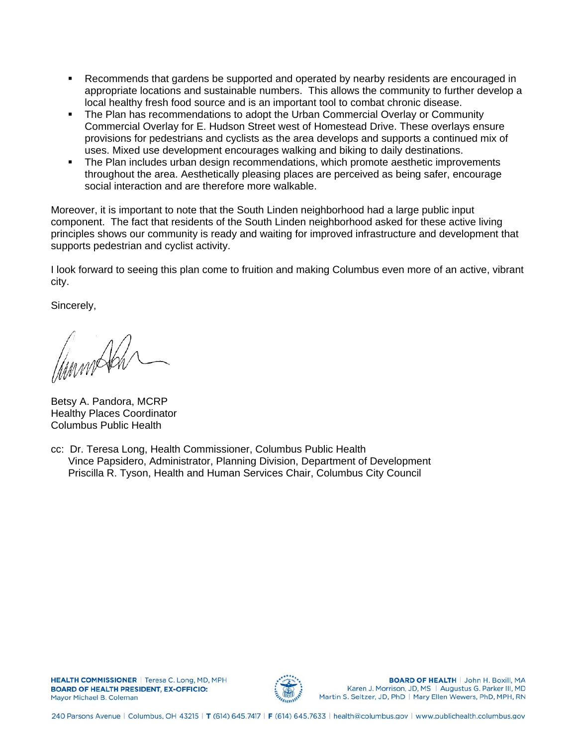- Recommends that gardens be supported and operated by nearby residents are encouraged in appropriate locations and sustainable numbers. This allows the community to further develop a local healthy fresh food source and is an important tool to combat chronic disease.
- The Plan has recommendations to adopt the Urban Commercial Overlay or Community Commercial Overlay for E. Hudson Street west of Homestead Drive. These overlays ensure provisions for pedestrians and cyclists as the area develops and supports a continued mix of uses. Mixed use development encourages walking and biking to daily destinations.
- The Plan includes urban design recommendations, which promote aesthetic improvements throughout the area. Aesthetically pleasing places are perceived as being safer, encourage social interaction and are therefore more walkable.

Moreover, it is important to note that the South Linden neighborhood had a large public input component. The fact that residents of the South Linden neighborhood asked for these active living principles shows our community is ready and waiting for improved infrastructure and development that supports pedestrian and cyclist activity.

I look forward to seeing this plan come to fruition and making Columbus even more of an active, vibrant city.

Sincerely,

Betsy A. Pandora, MCRP
Healthy Places Coordinator
Columbus Public Health

cc: Dr. Teresa Long, Health Commissioner, Columbus Public Health
Vince Papsidero, Administrator, Planning Division, Department of Development
Priscilla R. Tyson, Health and Human Services Chair, Columbus City Council

**HEALTH COMMISSIONER** | Teresa C. Long, MD, MPH
**BOARD OF HEALTH PRESIDENT, EX-OFFICIO:**
Mayor Michael B. Coleman

**BOARD OF HEALTH** | John H. Boxill, MA
Karen J. Morrison, JD, MS | Augustus G. Parker III, MD
Martin S. Seltzer, JD, PhD | Mary Ellen Wewers, PhD, MPH, RN

240 Parsons Avenue | Columbus, OH 43215 | **T** (614) 645.7417 | **F** (614) 645.7633 | health@columbus.gov | www.publichealth.columbus.gov